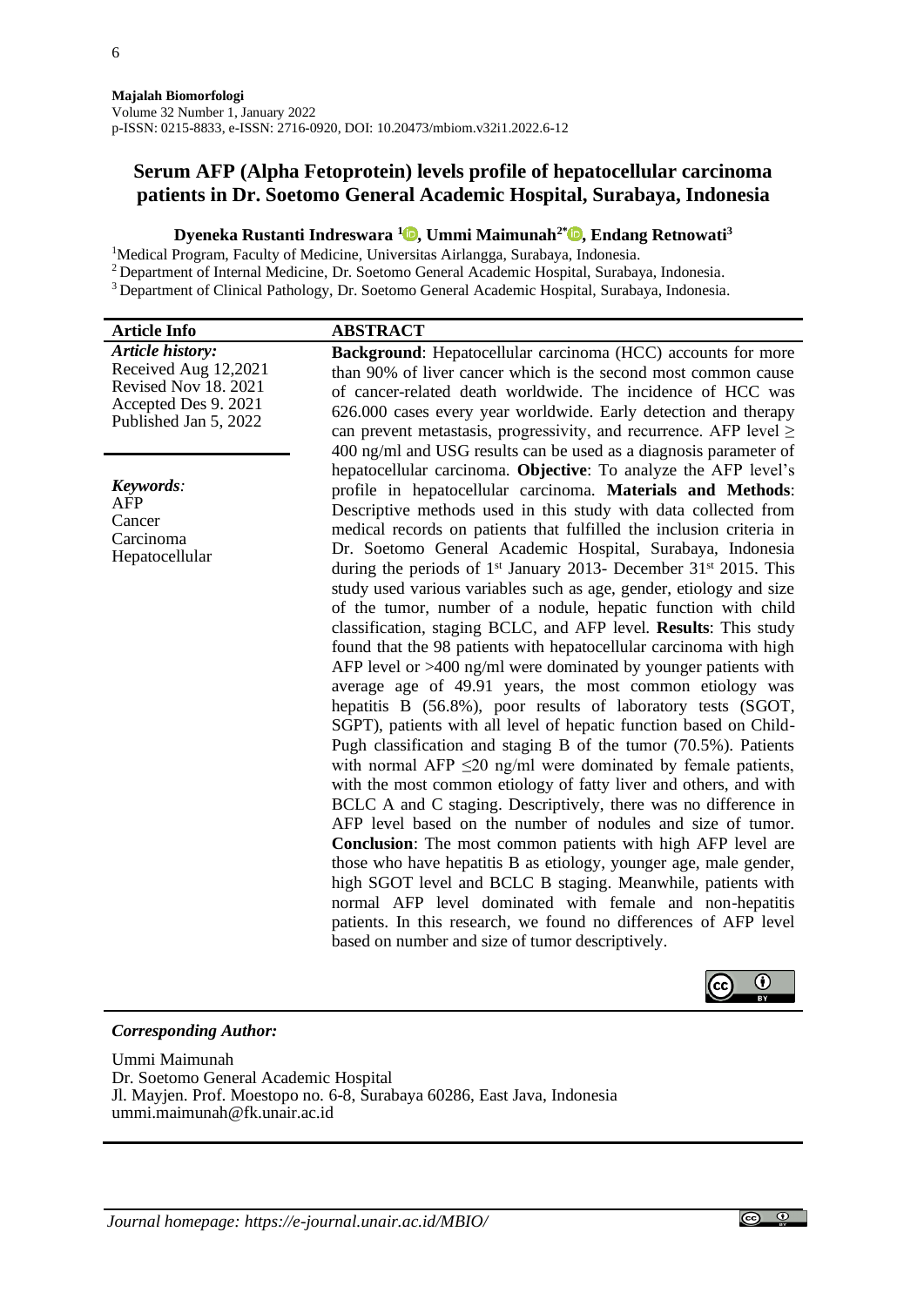**Majalah Biomorfologi**
Volume 32 Number 1, January 2022
p-ISSN: 0215-8833, e-ISSN: 2716-0920, DOI: 10.20473/mbiom.v32i1.2022.6-12

# Serum AFP (Alpha Fetoprotein) levels profile of hepatocellular carcinoma patients in Dr. Soetomo General Academic Hospital, Surabaya, Indonesia

**Dyeneka Rustanti Indreswara [1], Ummi Maimunah[2*], Endang Retnowati[3]**

[1]Medical Program, Faculty of Medicine, Universitas Airlangga, Surabaya, Indonesia.
[2]Department of Internal Medicine, Dr. Soetomo General Academic Hospital, Surabaya, Indonesia.
[3]Department of Clinical Pathology, Dr. Soetomo General Academic Hospital, Surabaya, Indonesia.

## Article Info

***Article history:***
Received Aug 12,2021
Revised Nov 18. 2021
Accepted Des 9. 2021
Published Jan 5, 2022

***Keywords:***
AFP
Cancer
Carcinoma
Hepatocellular

## ABSTRACT

**Background**: Hepatocellular carcinoma (HCC) accounts for more than 90% of liver cancer which is the second most common cause of cancer-related death worldwide. The incidence of HCC was 626.000 cases every year worldwide. Early detection and therapy can prevent metastasis, progressivity, and recurrence. AFP level $\geq$ 400 ng/ml and USG results can be used as a diagnosis parameter of hepatocellular carcinoma. **Objective**: To analyze the AFP level's profile in hepatocellular carcinoma. **Materials and Methods**: Descriptive methods used in this study with data collected from medical records on patients that fulfilled the inclusion criteria in Dr. Soetomo General Academic Hospital, Surabaya, Indonesia during the periods of 1st January 2013- December 31st 2015. This study used various variables such as age, gender, etiology and size of the tumor, number of a nodule, hepatic function with child classification, staging BCLC, and AFP level. **Results**: This study found that the 98 patients with hepatocellular carcinoma with high AFP level or >400 ng/ml were dominated by younger patients with average age of 49.91 years, the most common etiology was hepatitis B (56.8%), poor results of laboratory tests (SGOT, SGPT), patients with all level of hepatic function based on Child-Pugh classification and staging B of the tumor (70.5%). Patients with normal AFP $\leq$20 ng/ml were dominated by female patients, with the most common etiology of fatty liver and others, and with BCLC A and C staging. Descriptively, there was no difference in AFP level based on the number of nodules and size of tumor. **Conclusion**: The most common patients with high AFP level are those who have hepatitis B as etiology, younger age, male gender, high SGOT level and BCLC B staging. Meanwhile, patients with normal AFP level dominated with female and non-hepatitis patients. In this research, we found no differences of AFP level based on number and size of tumor descriptively.

***Corresponding Author:***

Ummi Maimunah
Dr. Soetomo General Academic Hospital
Jl. Mayjen. Prof. Moestopo no. 6-8, Surabaya 60286, East Java, Indonesia
ummi.maimunah@fk.unair.ac.id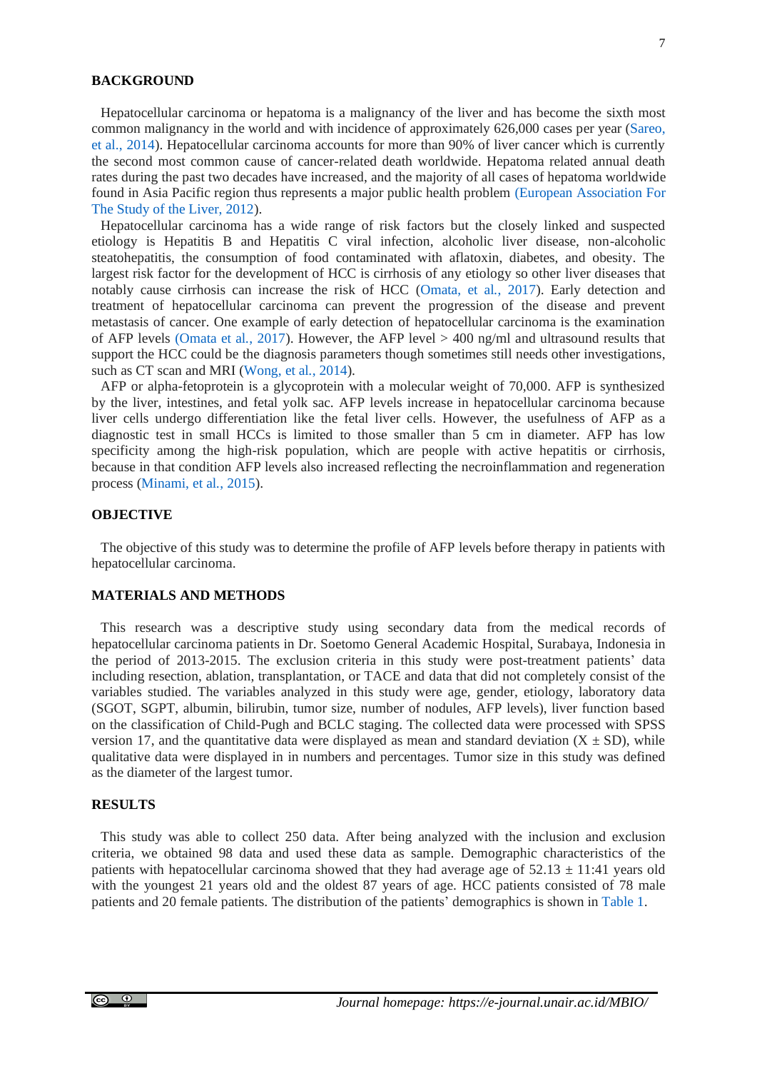## BACKGROUND

Hepatocellular carcinoma or hepatoma is a malignancy of the liver and has become the sixth most common malignancy in the world and with incidence of approximately 626,000 cases per year (Sareo, et al., 2014). Hepatocellular carcinoma accounts for more than 90% of liver cancer which is currently the second most common cause of cancer-related death worldwide. Hepatoma related annual death rates during the past two decades have increased, and the majority of all cases of hepatoma worldwide found in Asia Pacific region thus represents a major public health problem (European Association For The Study of the Liver, 2012).

Hepatocellular carcinoma has a wide range of risk factors but the closely linked and suspected etiology is Hepatitis B and Hepatitis C viral infection, alcoholic liver disease, non-alcoholic steatohepatitis, the consumption of food contaminated with aflatoxin, diabetes, and obesity. The largest risk factor for the development of HCC is cirrhosis of any etiology so other liver diseases that notably cause cirrhosis can increase the risk of HCC (Omata, et al., 2017). Early detection and treatment of hepatocellular carcinoma can prevent the progression of the disease and prevent metastasis of cancer. One example of early detection of hepatocellular carcinoma is the examination of AFP levels (Omata et al., 2017). However, the AFP level > 400 ng/ml and ultrasound results that support the HCC could be the diagnosis parameters though sometimes still needs other investigations, such as CT scan and MRI (Wong, et al., 2014).

AFP or alpha-fetoprotein is a glycoprotein with a molecular weight of 70,000. AFP is synthesized by the liver, intestines, and fetal yolk sac. AFP levels increase in hepatocellular carcinoma because liver cells undergo differentiation like the fetal liver cells. However, the usefulness of AFP as a diagnostic test in small HCCs is limited to those smaller than 5 cm in diameter. AFP has low specificity among the high-risk population, which are people with active hepatitis or cirrhosis, because in that condition AFP levels also increased reflecting the necroinflammation and regeneration process (Minami, et al., 2015).

## OBJECTIVE

The objective of this study was to determine the profile of AFP levels before therapy in patients with hepatocellular carcinoma.

## MATERIALS AND METHODS

This research was a descriptive study using secondary data from the medical records of hepatocellular carcinoma patients in Dr. Soetomo General Academic Hospital, Surabaya, Indonesia in the period of 2013-2015. The exclusion criteria in this study were post-treatment patients' data including resection, ablation, transplantation, or TACE and data that did not completely consist of the variables studied. The variables analyzed in this study were age, gender, etiology, laboratory data (SGOT, SGPT, albumin, bilirubin, tumor size, number of nodules, AFP levels), liver function based on the classification of Child-Pugh and BCLC staging. The collected data were processed with SPSS version 17, and the quantitative data were displayed as mean and standard deviation ($X \pm SD$), while qualitative data were displayed in numbers and percentages. Tumor size in this study was defined as the diameter of the largest tumor.

## RESULTS

This study was able to collect 250 data. After being analyzed with the inclusion and exclusion criteria, we obtained 98 data and used these data as sample. Demographic characteristics of the patients with hepatocellular carcinoma showed that they had average age of 52.13 ± 11:41 years old with the youngest 21 years old and the oldest 87 years of age. HCC patients consisted of 78 male patients and 20 female patients. The distribution of the patients' demographics is shown in Table 1.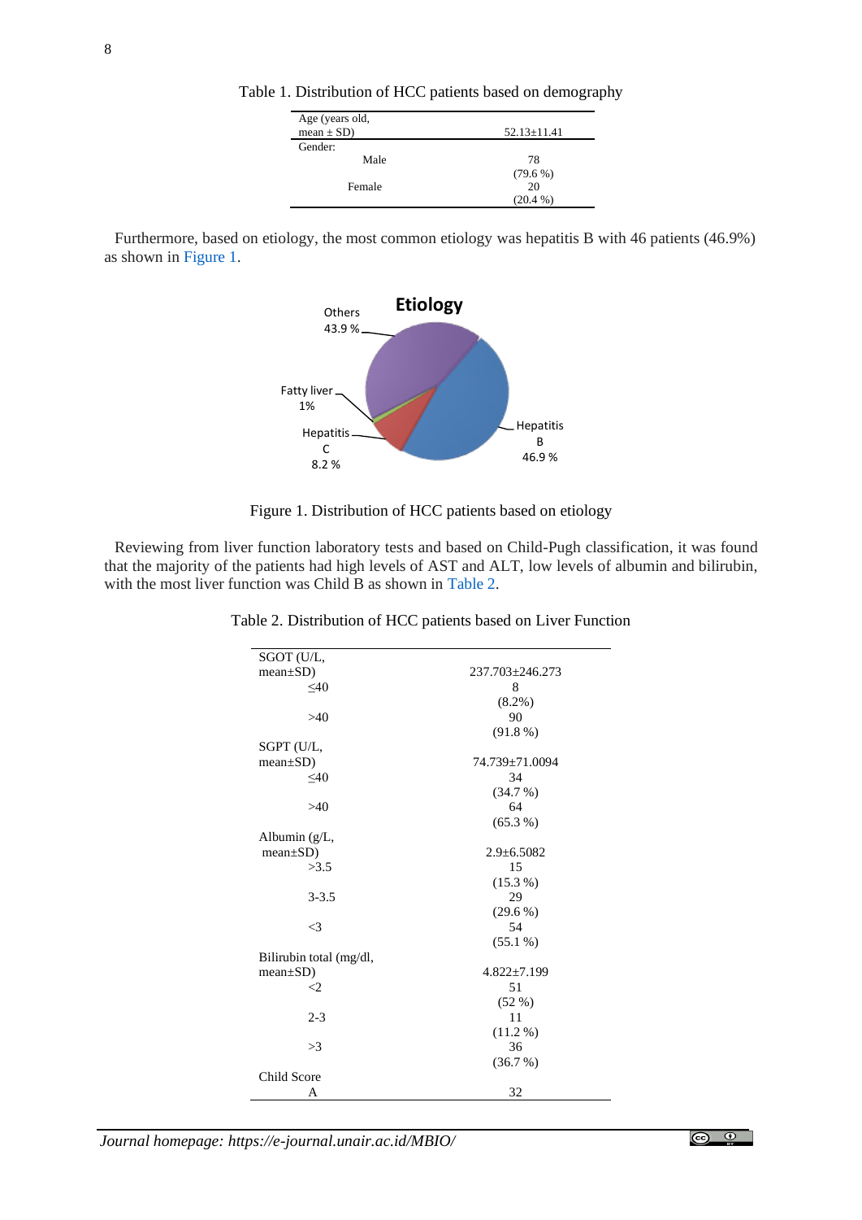Table 1. Distribution of HCC patients based on demography

| Age (years old, mean ± SD) | 52.13±11.41 |
|---|---|
| Gender: | |
| Male | 78 (79.6 %) |
| Female | 20 (20.4 %) |

Furthermore, based on etiology, the most common etiology was hepatitis B with 46 patients (46.9%) as shown in Figure 1.

Figure 1. Distribution of HCC patients based on etiology

Reviewing from liver function laboratory tests and based on Child-Pugh classification, it was found that the majority of the patients had high levels of AST and ALT, low levels of albumin and bilirubin, with the most liver function was Child B as shown in Table 2.

Table 2. Distribution of HCC patients based on Liver Function

| SGOT (U/L, mean±SD) | 237.703±246.273 |
|---|---|
| ≤40 | 8 (8.2%) |
| >40 | 90 (91.8 %) |
| SGPT (U/L, mean±SD) | 74.739±71.0094 |
| ≤40 | 34 (34.7 %) |
| >40 | 64 (65.3 %) |
| Albumin (g/L, mean±SD) | 2.9±6.5082 |
| >3.5 | 15 (15.3 %) |
| 3-3.5 | 29 (29.6 %) |
| <3 | 54 (55.1 %) |
| Bilirubin total (mg/dl, mean±SD) | 4.822±7.199 |
| <2 | 51 (52 %) |
| 2-3 | 11 (11.2 %) |
| >3 | 36 (36.7 %) |
| Child Score | |
| A | 32 |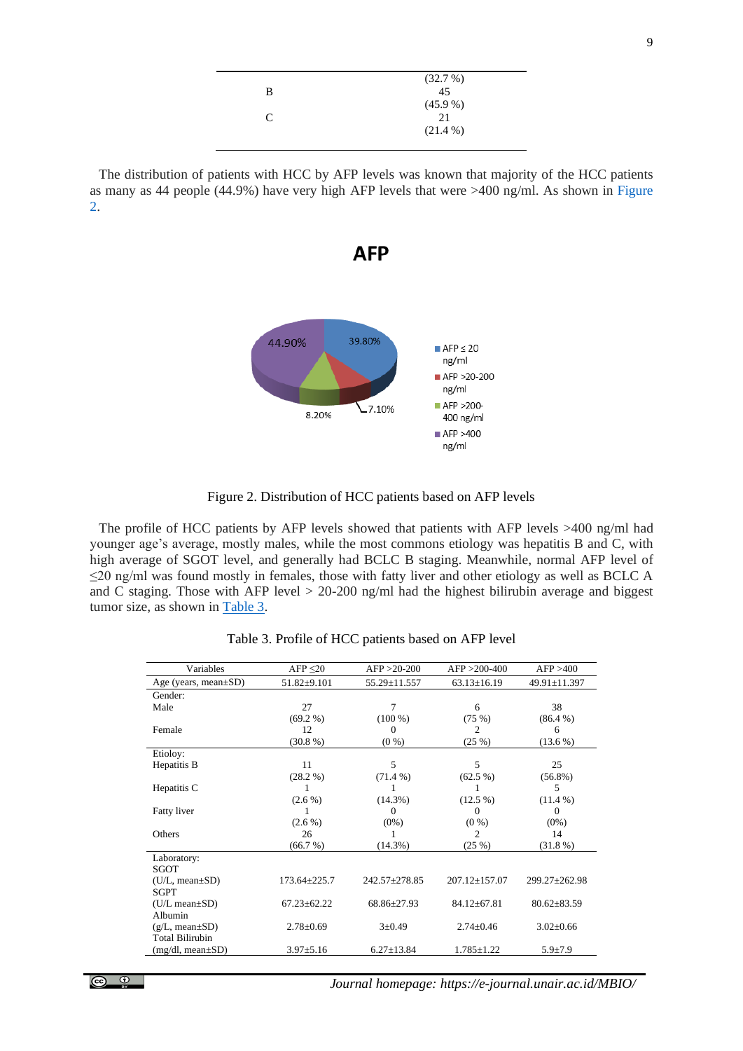| | (32.7 %) |
|---|---|
| B | 45 (45.9 %) |
| C | 21 (21.4 %) |

The distribution of patients with HCC by AFP levels was known that majority of the HCC patients as many as 44 people (44.9%) have very high AFP levels that were >400 ng/ml. As shown in Figure 2.

Figure 2. Distribution of HCC patients based on AFP levels

The profile of HCC patients by AFP levels showed that patients with AFP levels >400 ng/ml had younger age's average, mostly males, while the most commons etiology was hepatitis B and C, with high average of SGOT level, and generally had BCLC B staging. Meanwhile, normal AFP level of ≤20 ng/ml was found mostly in females, those with fatty liver and other etiology as well as BCLC A and C staging. Those with AFP level > 20-200 ng/ml had the highest bilirubin average and biggest tumor size, as shown in Table 3.

Table 3. Profile of HCC patients based on AFP level

| Variables | AFP ≤20 | AFP >20-200 | AFP >200-400 | AFP >400 |
|---|---|---|---|---|
| Age (years, mean±SD) | 51.82±9.101 | 55.29±11.557 | 63.13±16.19 | 49.91±11.397 |
| Gender: | | | | |
| Male | 27 (69.2 %) | 7 (100 %) | 6 (75 %) | 38 (86.4 %) |
| Female | 12 (30.8 %) | 0 (0 %) | 2 (25 %) | 6 (13.6 %) |
| Etioloy: | | | | |
| Hepatitis B | 11 (28.2 %) | 5 (71.4 %) | 5 (62.5 %) | 25 (56.8%) |
| Hepatitis C | 1 (2.6 %) | 1 (14.3%) | 1 (12.5 %) | 5 (11.4 %) |
| Fatty liver | 1 (2.6 %) | 0 (0%) | 0 (0 %) | 0 (0%) |
| Others | 26 (66.7 %) | 1 (14.3%) | 2 (25 %) | 14 (31.8 %) |
| Laboratory: | | | | |
| SGOT (U/L, mean±SD) | 173.64±225.7 | 242.57±278.85 | 207.12±157.07 | 299.27±262.98 |
| SGPT (U/L mean±SD) | 67.23±62.22 | 68.86±27.93 | 84.12±67.81 | 80.62±83.59 |
| Albumin (g/L, mean±SD) | 2.78±0.69 | 3±0.49 | 2.74±0.46 | 3.02±0.66 |
| Total Bilirubin (mg/dl, mean±SD) | 3.97±5.16 | 6.27±13.84 | 1.785±1.22 | 5.9±7.9 |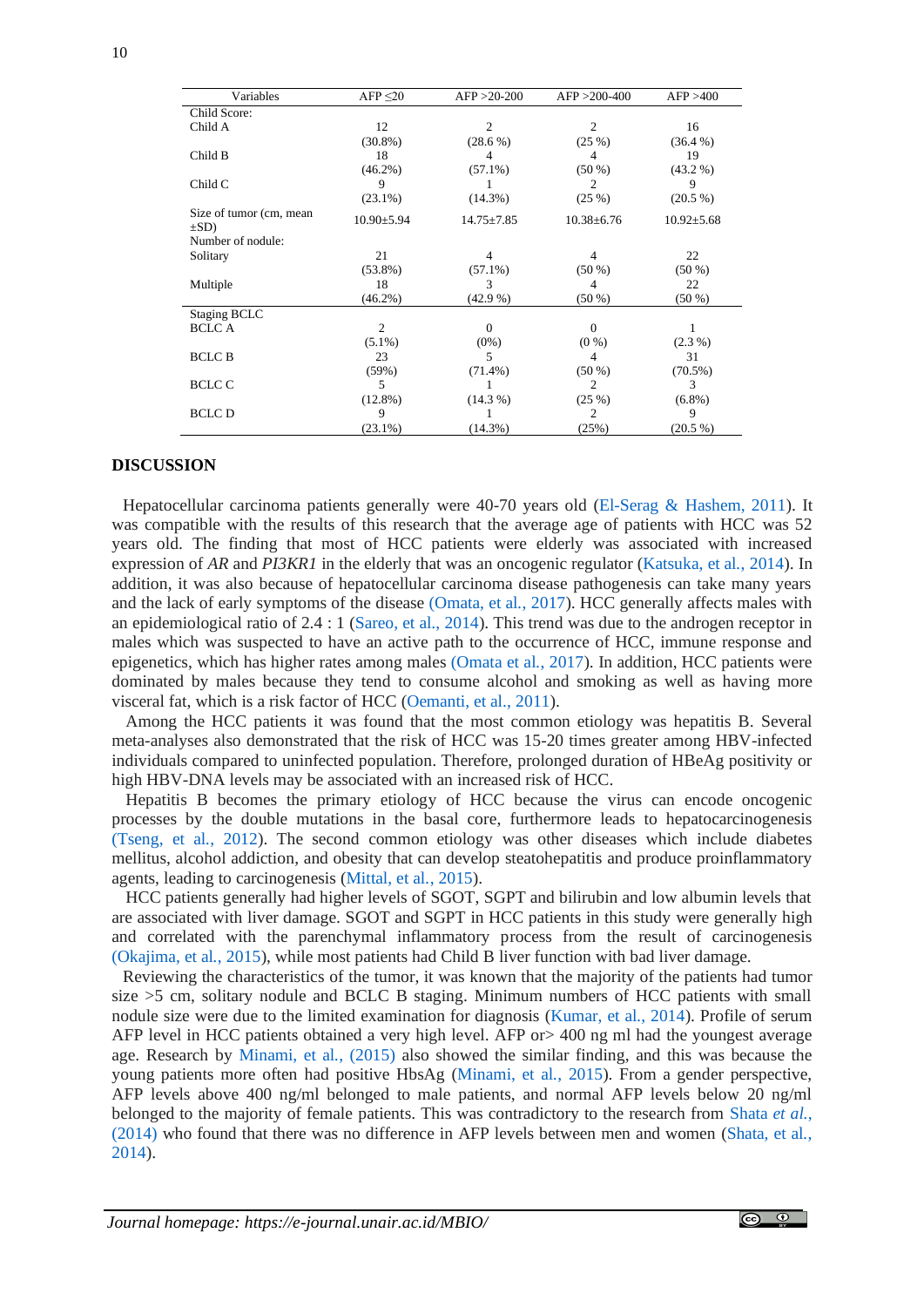| Variables | AFP ≤20 | AFP >20-200 | AFP >200-400 | AFP >400 |
|---|---|---|---|---|
| Child Score: | | | | |
| Child A | 12 (30.8%) | 2 (28.6 %) | 2 (25 %) | 16 (36.4 %) |
| Child B | 18 (46.2%) | 4 (57.1%) | 4 (50 %) | 19 (43.2 %) |
| Child C | 9 (23.1%) | 1 (14.3%) | 2 (25 %) | 9 (20.5 %) |
| Size of tumor (cm, mean ±SD) | 10.90±5.94 | 14.75±7.85 | 10.38±6.76 | 10.92±5.68 |
| Number of nodule: | | | | |
| Solitary | 21 (53.8%) | 4 (57.1%) | 4 (50 %) | 22 (50 %) |
| Multiple | 18 (46.2%) | 3 (42.9 %) | 4 (50 %) | 22 (50 %) |
| Staging BCLC | | | | |
| BCLC A | 2 (5.1%) | 0 (0%) | 0 (0 %) | 1 (2.3 %) |
| BCLC B | 23 (59%) | 5 (71.4%) | 4 (50 %) | 31 (70.5%) |
| BCLC C | 5 (12.8%) | 1 (14.3 %) | 2 (25 %) | 3 (6.8%) |
| BCLC D | 9 (23.1%) | 1 (14.3%) | 2 (25%) | 9 (20.5 %) |

## DISCUSSION

Hepatocellular carcinoma patients generally were 40-70 years old (El-Serag & Hashem, 2011). It was compatible with the results of this research that the average age of patients with HCC was 52 years old. The finding that most of HCC patients were elderly was associated with increased expression of *AR* and *PI3KR1* in the elderly that was an oncogenic regulator (Katsuka, et al., 2014). In addition, it was also because of hepatocellular carcinoma disease pathogenesis can take many years and the lack of early symptoms of the disease (Omata, et al., 2017). HCC generally affects males with an epidemiological ratio of 2.4 : 1 (Sareo, et al., 2014). This trend was due to the androgen receptor in males which was suspected to have an active path to the occurrence of HCC, immune response and epigenetics, which has higher rates among males (Omata et al., 2017). In addition, HCC patients were dominated by males because they tend to consume alcohol and smoking as well as having more visceral fat, which is a risk factor of HCC (Oemanti, et al., 2011).

Among the HCC patients it was found that the most common etiology was hepatitis B. Several meta-analyses also demonstrated that the risk of HCC was 15-20 times greater among HBV-infected individuals compared to uninfected population. Therefore, prolonged duration of HBeAg positivity or high HBV-DNA levels may be associated with an increased risk of HCC.

Hepatitis B becomes the primary etiology of HCC because the virus can encode oncogenic processes by the double mutations in the basal core, furthermore leads to hepatocarcinogenesis (Tseng, et al., 2012). The second common etiology was other diseases which include diabetes mellitus, alcohol addiction, and obesity that can develop steatohepatitis and produce proinflammatory agents, leading to carcinogenesis (Mittal, et al., 2015).

HCC patients generally had higher levels of SGOT, SGPT and bilirubin and low albumin levels that are associated with liver damage. SGOT and SGPT in HCC patients in this study were generally high and correlated with the parenchymal inflammatory process from the result of carcinogenesis (Okajima, et al., 2015), while most patients had Child B liver function with bad liver damage.

Reviewing the characteristics of the tumor, it was known that the majority of the patients had tumor size >5 cm, solitary nodule and BCLC B staging. Minimum numbers of HCC patients with small nodule size were due to the limited examination for diagnosis (Kumar, et al., 2014). Profile of serum AFP level in HCC patients obtained a very high level. AFP or> 400 ng ml had the youngest average age. Research by Minami, et al., (2015) also showed the similar finding, and this was because the young patients more often had positive HbsAg (Minami, et al., 2015). From a gender perspective, AFP levels above 400 ng/ml belonged to male patients, and normal AFP levels below 20 ng/ml belonged to the majority of female patients. This was contradictory to the research from Shata *et al.*, (2014) who found that there was no difference in AFP levels between men and women (Shata, et al., 2014).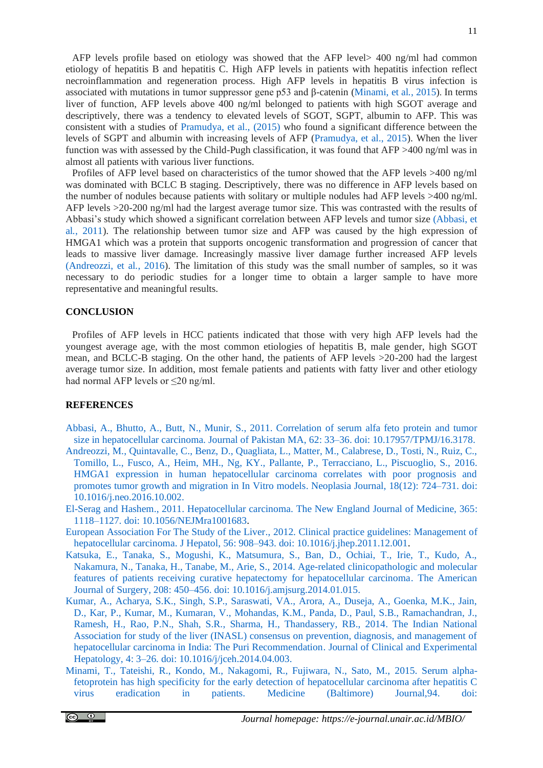AFP levels profile based on etiology was showed that the AFP level> 400 ng/ml had common etiology of hepatitis B and hepatitis C. High AFP levels in patients with hepatitis infection reflect necroinflammation and regeneration process. High AFP levels in hepatitis B virus infection is associated with mutations in tumor suppressor gene p53 and β-catenin (Minami, et al., 2015). In terms liver of function, AFP levels above 400 ng/ml belonged to patients with high SGOT average and descriptively, there was a tendency to elevated levels of SGOT, SGPT, albumin to AFP. This was consistent with a studies of Pramudya, et al., (2015) who found a significant difference between the levels of SGPT and albumin with increasing levels of AFP (Pramudya, et al., 2015). When the liver function was with assessed by the Child-Pugh classification, it was found that AFP >400 ng/ml was in almost all patients with various liver functions.

Profiles of AFP level based on characteristics of the tumor showed that the AFP levels >400 ng/ml was dominated with BCLC B staging. Descriptively, there was no difference in AFP levels based on the number of nodules because patients with solitary or multiple nodules had AFP levels >400 ng/ml. AFP levels >20-200 ng/ml had the largest average tumor size. This was contrasted with the results of Abbasi's study which showed a significant correlation between AFP levels and tumor size (Abbasi, et al., 2011). The relationship between tumor size and AFP was caused by the high expression of HMGA1 which was a protein that supports oncogenic transformation and progression of cancer that leads to massive liver damage. Increasingly massive liver damage further increased AFP levels (Andreozzi, et al., 2016). The limitation of this study was the small number of samples, so it was necessary to do periodic studies for a longer time to obtain a larger sample to have more representative and meaningful results.

## CONCLUSION

Profiles of AFP levels in HCC patients indicated that those with very high AFP levels had the youngest average age, with the most common etiologies of hepatitis B, male gender, high SGOT mean, and BCLC-B staging. On the other hand, the patients of AFP levels >20-200 had the largest average tumor size. In addition, most female patients and patients with fatty liver and other etiology had normal AFP levels or ≤20 ng/ml.

## REFERENCES

Abbasi, A., Bhutto, A., Butt, N., Munir, S., 2011. Correlation of serum alfa feto protein and tumor size in hepatocellular carcinoma. Journal of Pakistan MA, 62: 33–36. doi: 10.17957/TPMJ/16.3178.

Andreozzi, M., Quintavalle, C., Benz, D., Quagliata, L., Matter, M., Calabrese, D., Tosti, N., Ruiz, C., Tomillo, L., Fusco, A., Heim, MH., Ng, KY., Pallante, P., Terracciano, L., Piscuoglio, S., 2016. HMGA1 expression in human hepatocellular carcinoma correlates with poor prognosis and promotes tumor growth and migration in In Vitro models. Neoplasia Journal, 18(12): 724–731. doi: 10.1016/j.neo.2016.10.002.

El-Serag and Hashem., 2011. Hepatocellular carcinoma. The New England Journal of Medicine, 365: 1118–1127. doi: 10.1056/NEJMra1001683.

European Association For The Study of the Liver., 2012. Clinical practice guidelines: Management of hepatocellular carcinoma. J Hepatol, 56: 908–943. doi: 10.1016/j.jhep.2011.12.001.

Katsuka, E., Tanaka, S., Mogushi, K., Matsumura, S., Ban, D., Ochiai, T., Irie, T., Kudo, A., Nakamura, N., Tanaka, H., Tanabe, M., Arie, S., 2014. Age-related clinicopathologic and molecular features of patients receiving curative hepatectomy for hepatocellular carcinoma. The American Journal of Surgery, 208: 450–456. doi: 10.1016/j.amjsurg.2014.01.015.

Kumar, A., Acharya, S.K., Singh, S.P., Saraswati, VA., Arora, A., Duseja, A., Goenka, M.K., Jain, D., Kar, P., Kumar, M., Kumaran, V., Mohandas, K.M., Panda, D., Paul, S.B., Ramachandran, J., Ramesh, H., Rao, P.N., Shah, S.R., Sharma, H., Thandassery, RB., 2014. The Indian National Association for study of the liver (INASL) consensus on prevention, diagnosis, and management of hepatocellular carcinoma in India: The Puri Recommendation. Journal of Clinical and Experimental Hepatology, 4: 3–26. doi: 10.1016/j/jceh.2014.04.003.

Minami, T., Tateishi, R., Kondo, M., Nakagomi, R., Fujiwara, N., Sato, M., 2015. Serum alpha-fetoprotein has high specificity for the early detection of hepatocellular carcinoma after hepatitis C virus eradication in patients. Medicine (Baltimore) Journal,94. doi: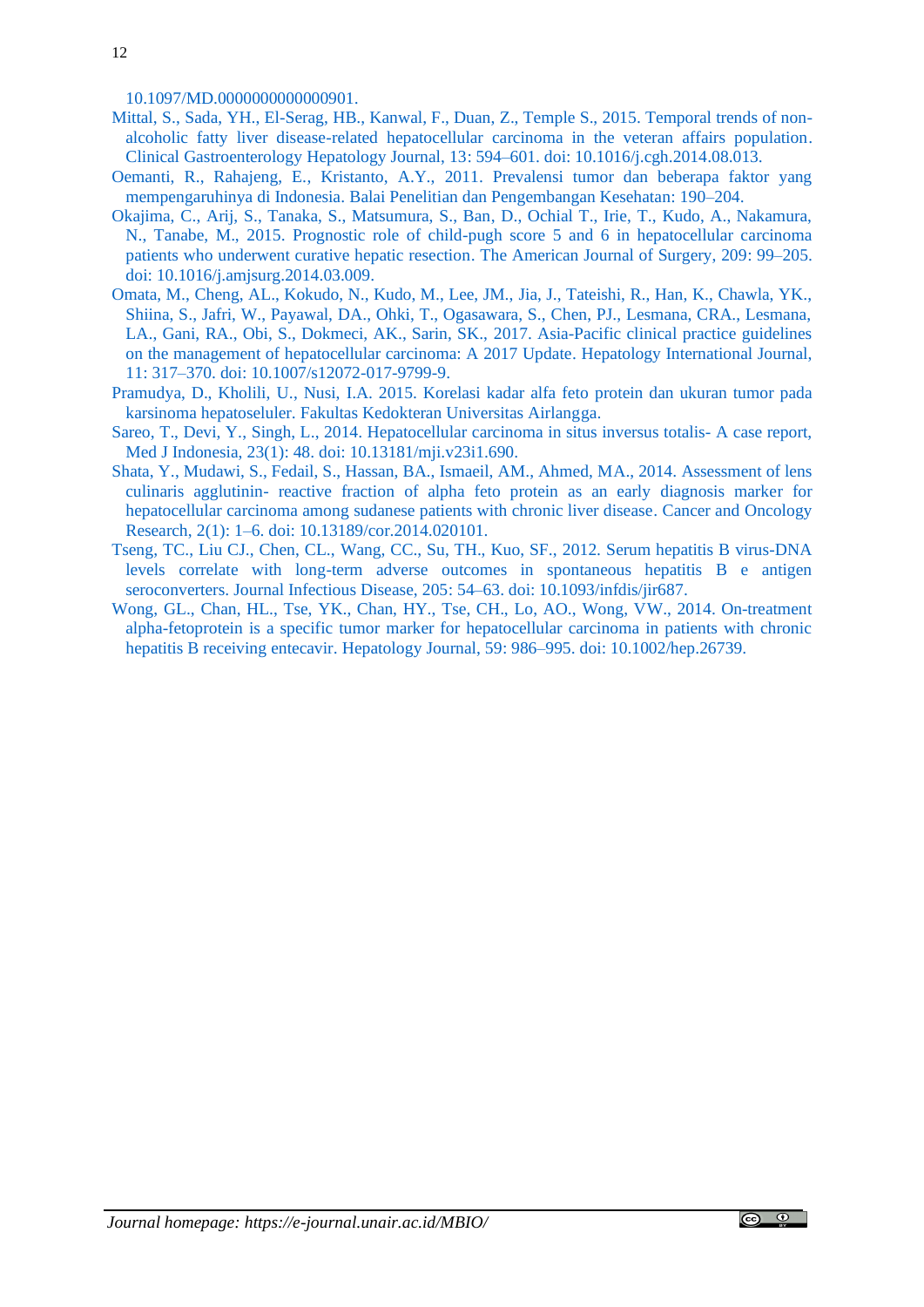10.1097/MD.0000000000000901.

Mittal, S., Sada, YH., El-Serag, HB., Kanwal, F., Duan, Z., Temple S., 2015. Temporal trends of non-alcoholic fatty liver disease-related hepatocellular carcinoma in the veteran affairs population. Clinical Gastroenterology Hepatology Journal, 13: 594–601. doi: 10.1016/j.cgh.2014.08.013.

Oemanti, R., Rahajeng, E., Kristanto, A.Y., 2011. Prevalensi tumor dan beberapa faktor yang mempengaruhinya di Indonesia. Balai Penelitian dan Pengembangan Kesehatan: 190–204.

Okajima, C., Arij, S., Tanaka, S., Matsumura, S., Ban, D., Ochial T., Irie, T., Kudo, A., Nakamura, N., Tanabe, M., 2015. Prognostic role of child-pugh score 5 and 6 in hepatocellular carcinoma patients who underwent curative hepatic resection. The American Journal of Surgery, 209: 99–205. doi: 10.1016/j.amjsurg.2014.03.009.

Omata, M., Cheng, AL., Kokudo, N., Kudo, M., Lee, JM., Jia, J., Tateishi, R., Han, K., Chawla, YK., Shiina, S., Jafri, W., Payawal, DA., Ohki, T., Ogasawara, S., Chen, PJ., Lesmana, CRA., Lesmana, LA., Gani, RA., Obi, S., Dokmeci, AK., Sarin, SK., 2017. Asia-Pacific clinical practice guidelines on the management of hepatocellular carcinoma: A 2017 Update. Hepatology International Journal, 11: 317–370. doi: 10.1007/s12072-017-9799-9.

Pramudya, D., Kholili, U., Nusi, I.A. 2015. Korelasi kadar alfa feto protein dan ukuran tumor pada karsinoma hepatoseluler. Fakultas Kedokteran Universitas Airlangga.

Sareo, T., Devi, Y., Singh, L., 2014. Hepatocellular carcinoma in situs inversus totalis- A case report, Med J Indonesia, 23(1): 48. doi: 10.13181/mji.v23i1.690.

Shata, Y., Mudawi, S., Fedail, S., Hassan, BA., Ismaeil, AM., Ahmed, MA., 2014. Assessment of lens culinaris agglutinin- reactive fraction of alpha feto protein as an early diagnosis marker for hepatocellular carcinoma among sudanese patients with chronic liver disease. Cancer and Oncology Research, 2(1): 1–6. doi: 10.13189/cor.2014.020101.

Tseng, TC., Liu CJ., Chen, CL., Wang, CC., Su, TH., Kuo, SF., 2012. Serum hepatitis B virus-DNA levels correlate with long-term adverse outcomes in spontaneous hepatitis B e antigen seroconverters. Journal Infectious Disease, 205: 54–63. doi: 10.1093/infdis/jir687.

Wong, GL., Chan, HL., Tse, YK., Chan, HY., Tse, CH., Lo, AO., Wong, VW., 2014. On-treatment alpha-fetoprotein is a specific tumor marker for hepatocellular carcinoma in patients with chronic hepatitis B receiving entecavir. Hepatology Journal, 59: 986–995. doi: 10.1002/hep.26739.